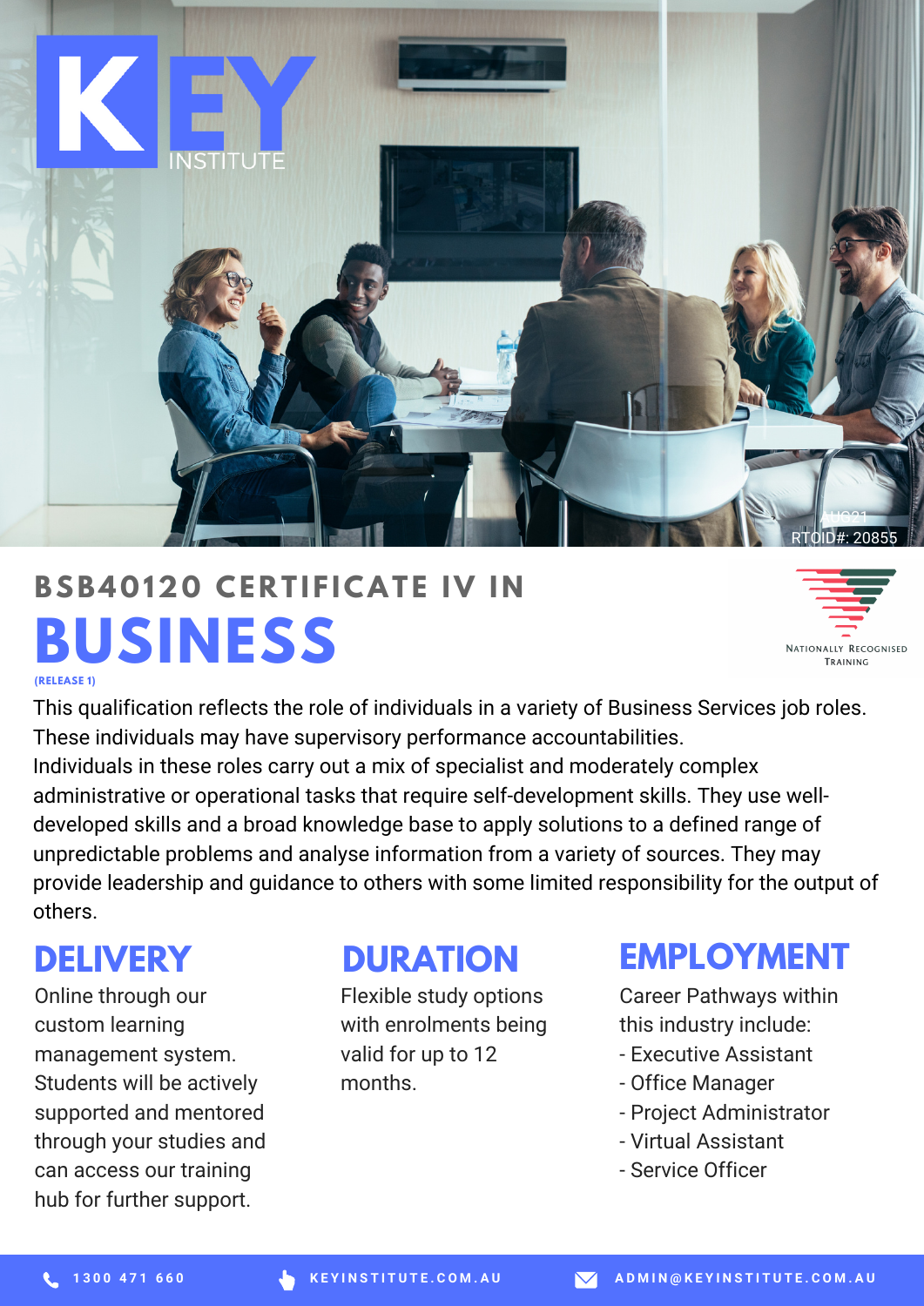KEY INSTITUTE

AUG21
RTOID#: 20855

# BSB40120 CERTIFICATE IV IN BUSINESS

**(RELEASE 1)**

NATIONALLY RECOGNISED TRAINING

This qualification reflects the role of individuals in a variety of Business Services job roles. These individuals may have supervisory performance accountabilities.
Individuals in these roles carry out a mix of specialist and moderately complex administrative or operational tasks that require self-development skills. They use well-developed skills and a broad knowledge base to apply solutions to a defined range of unpredictable problems and analyse information from a variety of sources. They may provide leadership and guidance to others with some limited responsibility for the output of others.

## DELIVERY

Online through our custom learning management system. Students will be actively supported and mentored through your studies and can access our training hub for further support.

## DURATION

Flexible study options with enrolments being valid for up to 12 months.

## EMPLOYMENT

Career Pathways within this industry include:
- Executive Assistant
- Office Manager
- Project Administrator
- Virtual Assistant
- Service Officer

1300 471 660 | KEYINSTITUTE.COM.AU | ADMIN@KEYINSTITUTE.COM.AU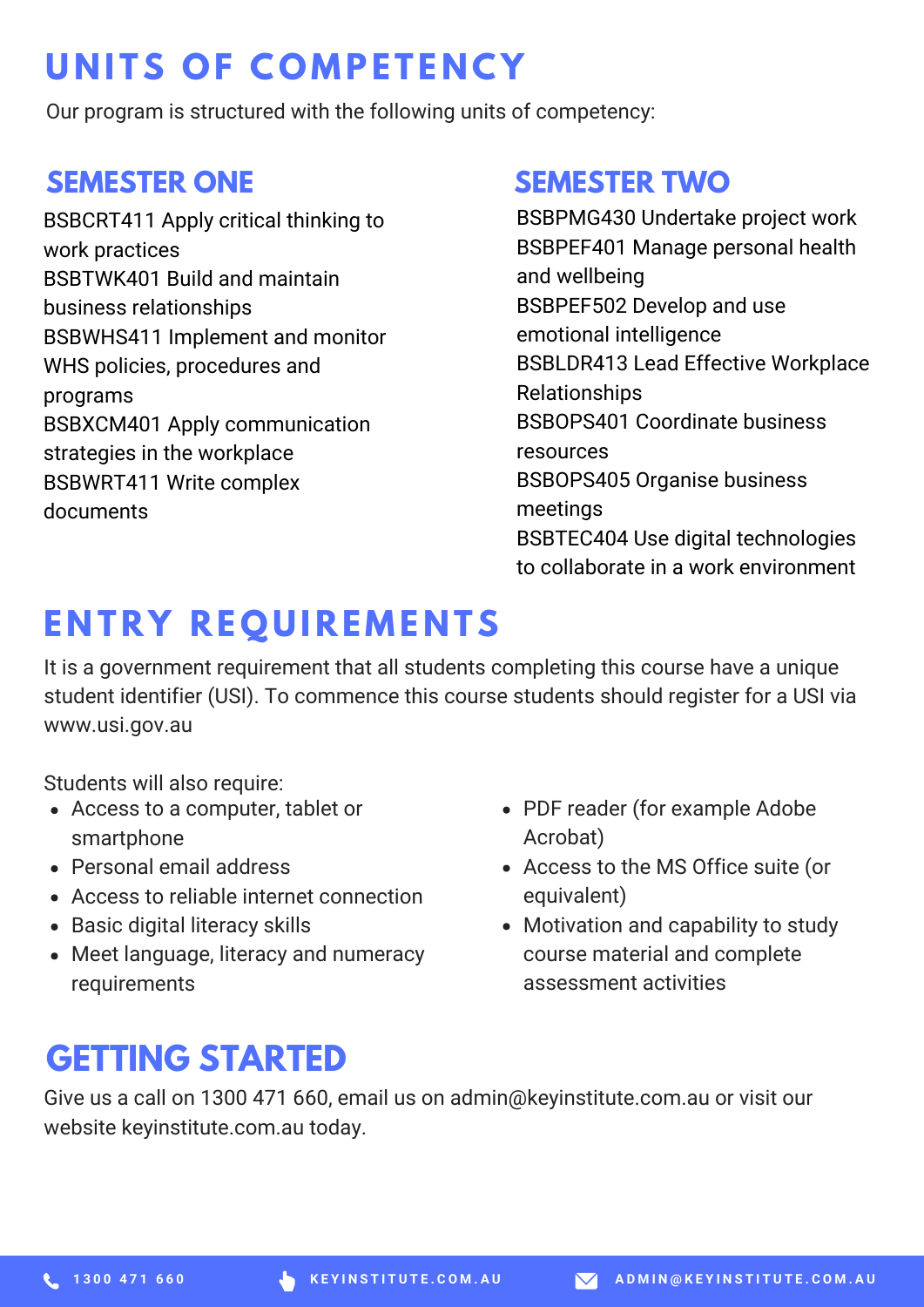# UNITS OF COMPETENCY

Our program is structured with the following units of competency:

## SEMESTER ONE

BSBCRT411 Apply critical thinking to work practices
BSBTWK401 Build and maintain business relationships
BSBWHS411 Implement and monitor WHS policies, procedures and programs
BSBXCM401 Apply communication strategies in the workplace
BSBWRT411 Write complex documents

## SEMESTER TWO

BSBPMG430 Undertake project work
BSBPEF401 Manage personal health and wellbeing
BSBPEF502 Develop and use emotional intelligence
BSBLDR413 Lead Effective Workplace Relationships
BSBOPS401 Coordinate business resources
BSBOPS405 Organise business meetings
BSBTEC404 Use digital technologies to collaborate in a work environment

# ENTRY REQUIREMENTS

It is a government requirement that all students completing this course have a unique student identifier (USI). To commence this course students should register for a USI via www.usi.gov.au

Students will also require:

- Access to a computer, tablet or smartphone
- Personal email address
- Access to reliable internet connection
- Basic digital literacy skills
- Meet language, literacy and numeracy requirements
- PDF reader (for example Adobe Acrobat)
- Access to the MS Office suite (or equivalent)
- Motivation and capability to study course material and complete assessment activities

# GETTING STARTED

Give us a call on 1300 471 660, email us on admin@keyinstitute.com.au or visit our website keyinstitute.com.au today.